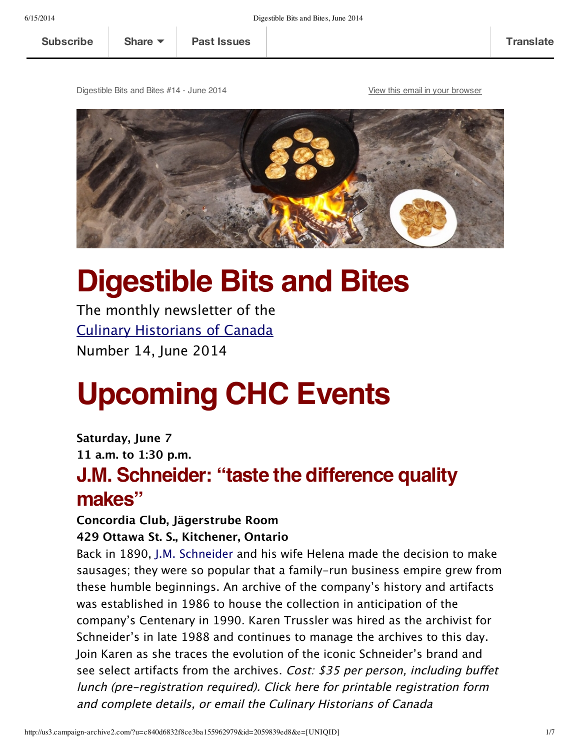Subscribe | Share | Past Issues | Translate

Digestible Bits and Bites #14 - June 2014

View this email in your browser

# Digestible Bits and Bites

The monthly newsletter of the
Culinary Historians of Canada
Number 14, June 2014

# Upcoming CHC Events

**Saturday, June 7**
**11 a.m. to 1:30 p.m.**

## J.M. Schneider: "taste the difference quality makes"

**Concordia Club, Jägerstrube Room**
**429 Ottawa St. S., Kitchener, Ontario**

Back in 1890, J.M. Schneider and his wife Helena made the decision to make sausages; they were so popular that a family-run business empire grew from these humble beginnings. An archive of the company's history and artifacts was established in 1986 to house the collection in anticipation of the company's Centenary in 1990. Karen Trussler was hired as the archivist for Schneider's in late 1988 and continues to manage the archives to this day. Join Karen as she traces the evolution of the iconic Schneider's brand and see select artifacts from the archives. *Cost: $35 per person, including buffet lunch (pre-registration required). Click here for printable registration form and complete details, or email the Culinary Historians of Canada*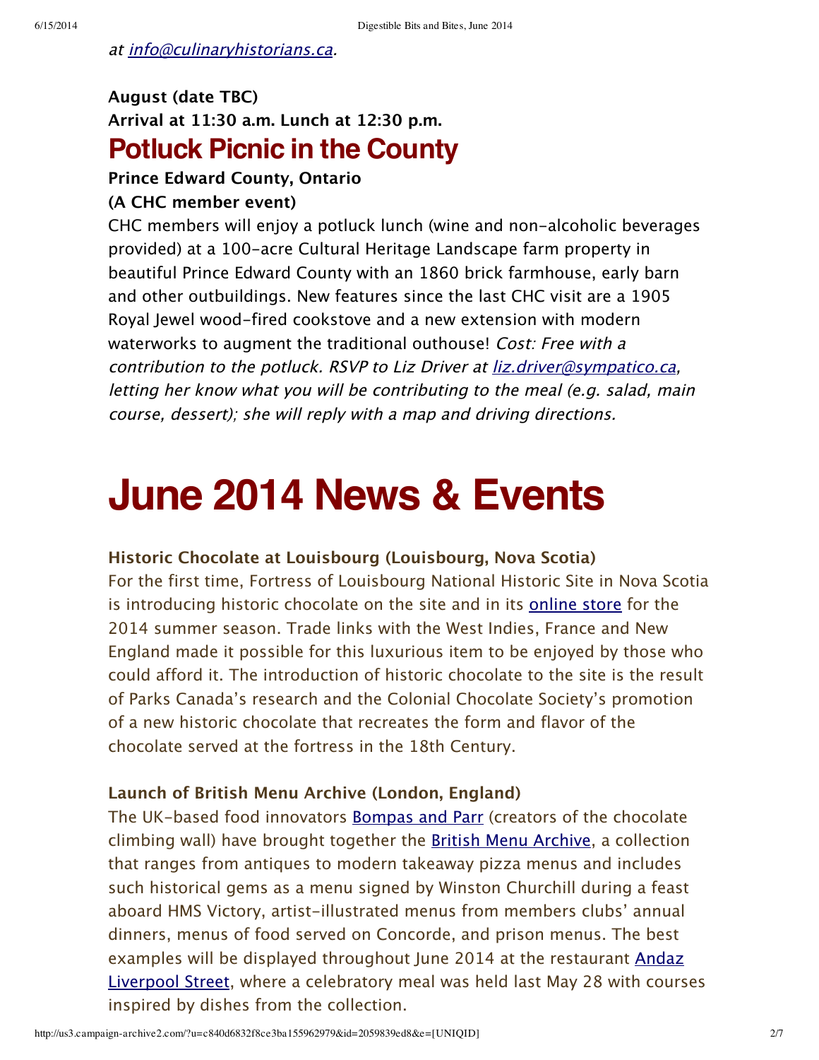*at [info@culinaryhistorians.ca](mailto:info@culinaryhistorians.ca).*

**August (date TBC)**
**Arrival at 11:30 a.m. Lunch at 12:30 p.m.**

## Potluck Picnic in the County

**Prince Edward County, Ontario**
**(A CHC member event)**

CHC members will enjoy a potluck lunch (wine and non-alcoholic beverages provided) at a 100-acre Cultural Heritage Landscape farm property in beautiful Prince Edward County with an 1860 brick farmhouse, early barn and other outbuildings. New features since the last CHC visit are a 1905 Royal Jewel wood-fired cookstove and a new extension with modern waterworks to augment the traditional outhouse! *Cost: Free with a contribution to the potluck. RSVP to Liz Driver at [liz.driver@sympatico.ca](mailto:liz.driver@sympatico.ca), letting her know what you will be contributing to the meal (e.g. salad, main course, dessert); she will reply with a map and driving directions.*

# June 2014 News & Events

**Historic Chocolate at Louisbourg (Louisbourg, Nova Scotia)**

For the first time, Fortress of Louisbourg National Historic Site in Nova Scotia is introducing historic chocolate on the site and in its online store for the 2014 summer season. Trade links with the West Indies, France and New England made it possible for this luxurious item to be enjoyed by those who could afford it. The introduction of historic chocolate to the site is the result of Parks Canada's research and the Colonial Chocolate Society's promotion of a new historic chocolate that recreates the form and flavor of the chocolate served at the fortress in the 18th Century.

**Launch of British Menu Archive (London, England)**

The UK-based food innovators Bompas and Parr (creators of the chocolate climbing wall) have brought together the British Menu Archive, a collection that ranges from antiques to modern takeaway pizza menus and includes such historical gems as a menu signed by Winston Churchill during a feast aboard HMS Victory, artist-illustrated menus from members clubs' annual dinners, menus of food served on Concorde, and prison menus. The best examples will be displayed throughout June 2014 at the restaurant Andaz Liverpool Street, where a celebratory meal was held last May 28 with courses inspired by dishes from the collection.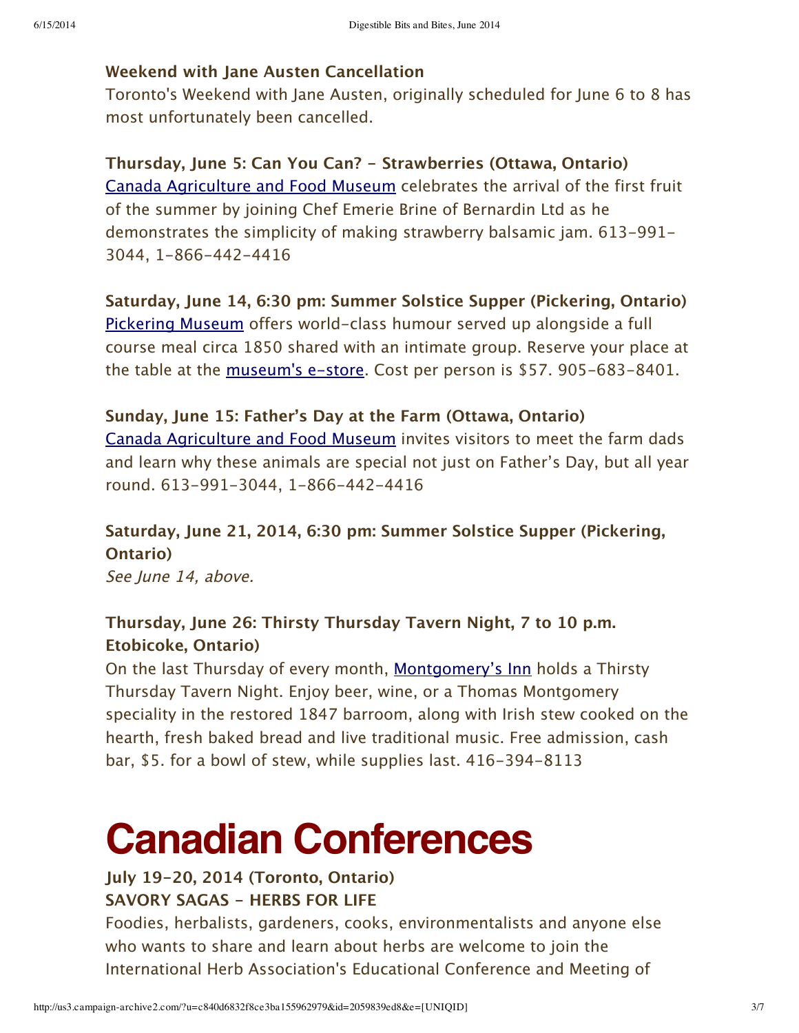**Weekend with Jane Austen Cancellation**
Toronto's Weekend with Jane Austen, originally scheduled for June 6 to 8 has most unfortunately been cancelled.

**Thursday, June 5: Can You Can? - Strawberries (Ottawa, Ontario)**
Canada Agriculture and Food Museum celebrates the arrival of the first fruit of the summer by joining Chef Emerie Brine of Bernardin Ltd as he demonstrates the simplicity of making strawberry balsamic jam. 613-991-3044, 1-866-442-4416

**Saturday, June 14, 6:30 pm: Summer Solstice Supper (Pickering, Ontario)**
Pickering Museum offers world-class humour served up alongside a full course meal circa 1850 shared with an intimate group. Reserve your place at the table at the museum's e-store. Cost per person is $57. 905-683-8401.

**Sunday, June 15: Father's Day at the Farm (Ottawa, Ontario)**
Canada Agriculture and Food Museum invites visitors to meet the farm dads and learn why these animals are special not just on Father's Day, but all year round. 613-991-3044, 1-866-442-4416

**Saturday, June 21, 2014, 6:30 pm: Summer Solstice Supper (Pickering, Ontario)**
*See June 14, above.*

**Thursday, June 26: Thirsty Thursday Tavern Night, 7 to 10 p.m. Etobicoke, Ontario)**
On the last Thursday of every month, Montgomery's Inn holds a Thirsty Thursday Tavern Night. Enjoy beer, wine, or a Thomas Montgomery speciality in the restored 1847 barroom, along with Irish stew cooked on the hearth, fresh baked bread and live traditional music. Free admission, cash bar, $5. for a bowl of stew, while supplies last. 416-394-8113

# Canadian Conferences

**July 19-20, 2014 (Toronto, Ontario)**
**SAVORY SAGAS - HERBS FOR LIFE**
Foodies, herbalists, gardeners, cooks, environmentalists and anyone else who wants to share and learn about herbs are welcome to join the International Herb Association's Educational Conference and Meeting of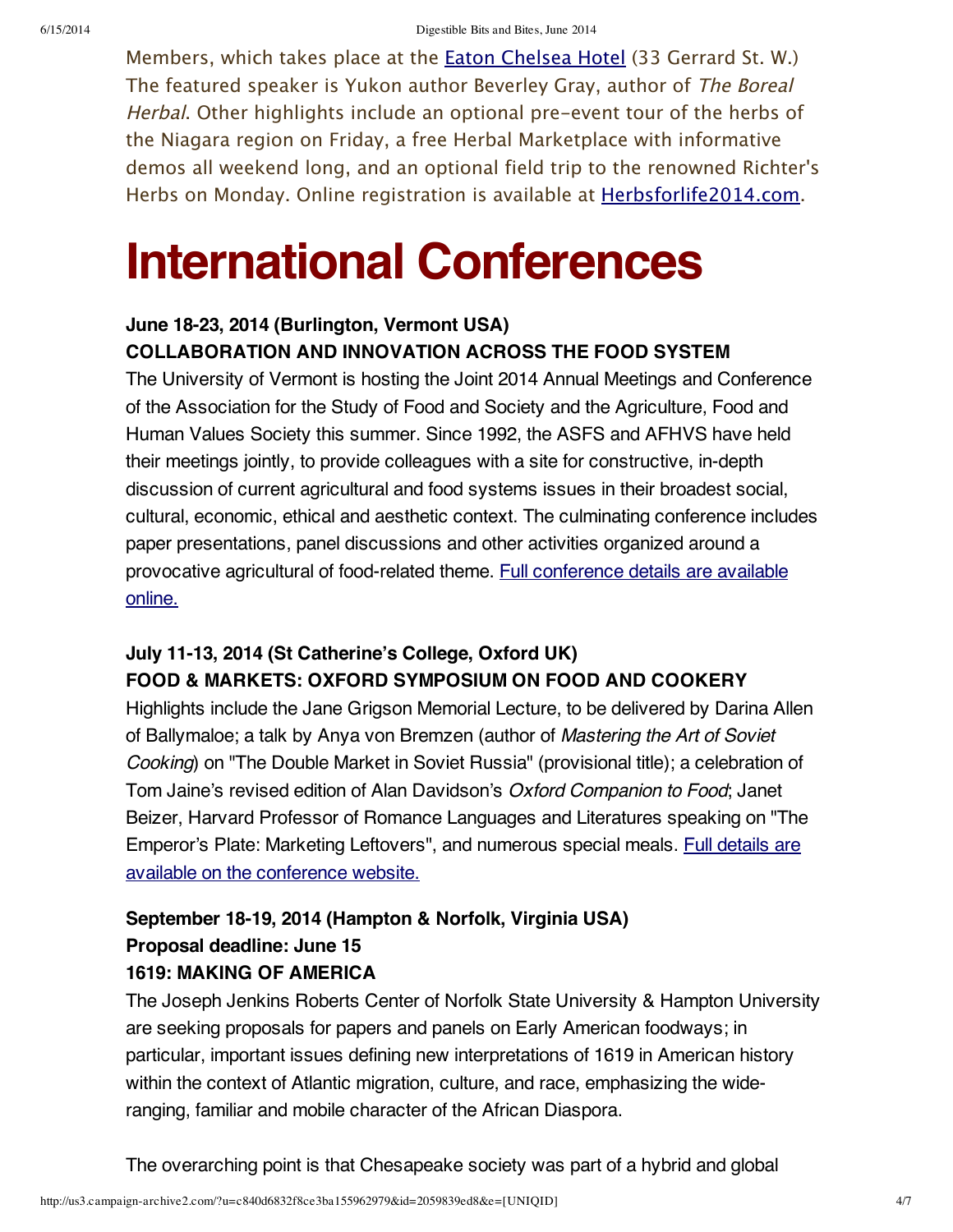Members, which takes place at the [Eaton Chelsea Hotel]() (33 Gerrard St. W.) The featured speaker is Yukon author Beverley Gray, author of *The Boreal Herbal*. Other highlights include an optional pre-event tour of the herbs of the Niagara region on Friday, a free Herbal Marketplace with informative demos all weekend long, and an optional field trip to the renowned Richter's Herbs on Monday. Online registration is available at [Herbsforlife2014.com]().

# International Conferences

**June 18-23, 2014 (Burlington, Vermont USA)**
**COLLABORATION AND INNOVATION ACROSS THE FOOD SYSTEM**

The University of Vermont is hosting the Joint 2014 Annual Meetings and Conference of the Association for the Study of Food and Society and the Agriculture, Food and Human Values Society this summer. Since 1992, the ASFS and AFHVS have held their meetings jointly, to provide colleagues with a site for constructive, in-depth discussion of current agricultural and food systems issues in their broadest social, cultural, economic, ethical and aesthetic context. The culminating conference includes paper presentations, panel discussions and other activities organized around a provocative agricultural of food-related theme. [Full conference details are available online.]()

**July 11-13, 2014 (St Catherine's College, Oxford UK)**
**FOOD & MARKETS: OXFORD SYMPOSIUM ON FOOD AND COOKERY**

Highlights include the Jane Grigson Memorial Lecture, to be delivered by Darina Allen of Ballymaloe; a talk by Anya von Bremzen (author of *Mastering the Art of Soviet Cooking*) on "The Double Market in Soviet Russia" (provisional title); a celebration of Tom Jaine's revised edition of Alan Davidson's *Oxford Companion to Food*; Janet Beizer, Harvard Professor of Romance Languages and Literatures speaking on "The Emperor's Plate: Marketing Leftovers", and numerous special meals. [Full details are available on the conference website.]()

**September 18-19, 2014 (Hampton & Norfolk, Virginia USA)**
**Proposal deadline: June 15**
**1619: MAKING OF AMERICA**

The Joseph Jenkins Roberts Center of Norfolk State University & Hampton University are seeking proposals for papers and panels on Early American foodways; in particular, important issues defining new interpretations of 1619 in American history within the context of Atlantic migration, culture, and race, emphasizing the wide-ranging, familiar and mobile character of the African Diaspora.

The overarching point is that Chesapeake society was part of a hybrid and global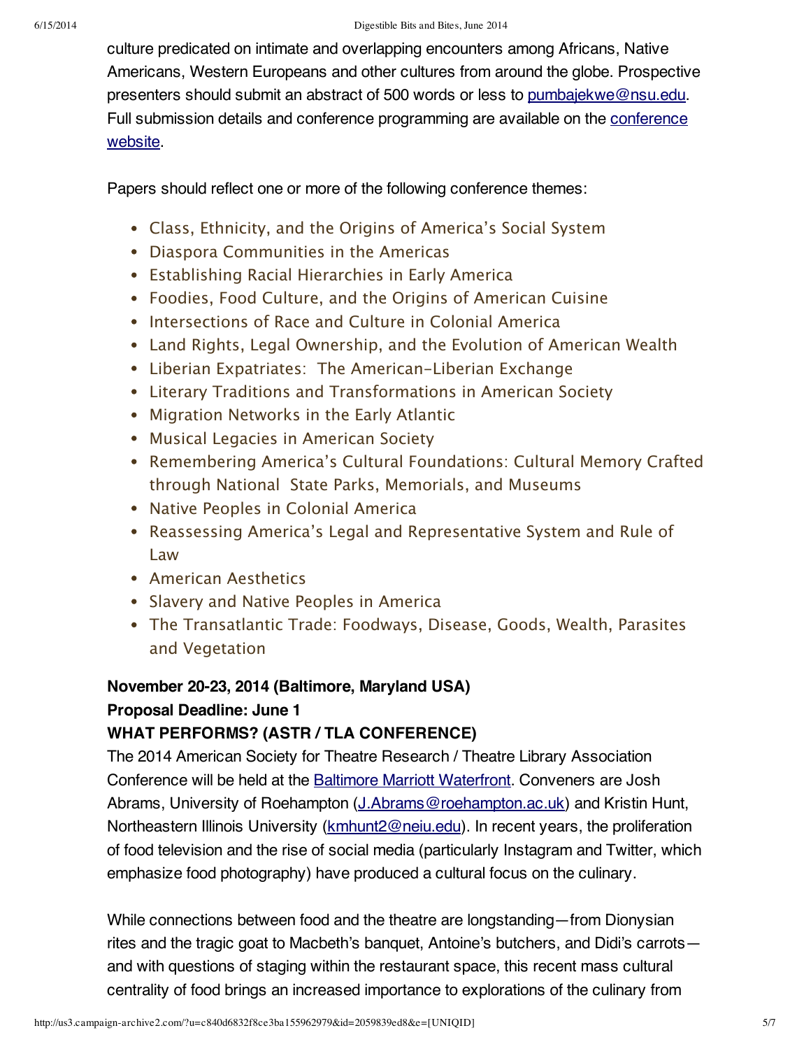culture predicated on intimate and overlapping encounters among Africans, Native Americans, Western Europeans and other cultures from around the globe. Prospective presenters should submit an abstract of 500 words or less to pumbajekwe@nsu.edu. Full submission details and conference programming are available on the conference website.

Papers should reflect one or more of the following conference themes:

- Class, Ethnicity, and the Origins of America's Social System
- Diaspora Communities in the Americas
- Establishing Racial Hierarchies in Early America
- Foodies, Food Culture, and the Origins of American Cuisine
- Intersections of Race and Culture in Colonial America
- Land Rights, Legal Ownership, and the Evolution of American Wealth
- Liberian Expatriates:  The American-Liberian Exchange
- Literary Traditions and Transformations in American Society
- Migration Networks in the Early Atlantic
- Musical Legacies in American Society
- Remembering America's Cultural Foundations: Cultural Memory Crafted through National  State Parks, Memorials, and Museums
- Native Peoples in Colonial America
- Reassessing America's Legal and Representative System and Rule of Law
- American Aesthetics
- Slavery and Native Peoples in America
- The Transatlantic Trade: Foodways, Disease, Goods, Wealth, Parasites and Vegetation

**November 20-23, 2014 (Baltimore, Maryland USA)**
**Proposal Deadline: June 1**
**WHAT PERFORMS? (ASTR / TLA CONFERENCE)**

The 2014 American Society for Theatre Research / Theatre Library Association Conference will be held at the Baltimore Marriott Waterfront. Conveners are Josh Abrams, University of Roehampton (J.Abrams@roehampton.ac.uk) and Kristin Hunt, Northeastern Illinois University (kmhunt2@neiu.edu). In recent years, the proliferation of food television and the rise of social media (particularly Instagram and Twitter, which emphasize food photography) have produced a cultural focus on the culinary.

While connections between food and the theatre are longstanding—from Dionysian rites and the tragic goat to Macbeth's banquet, Antoine's butchers, and Didi's carrots—and with questions of staging within the restaurant space, this recent mass cultural centrality of food brings an increased importance to explorations of the culinary from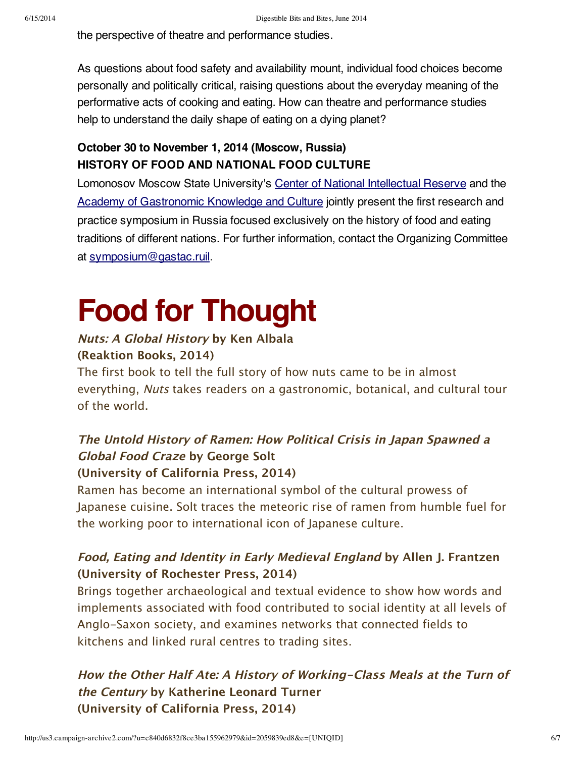the perspective of theatre and performance studies.

As questions about food safety and availability mount, individual food choices become personally and politically critical, raising questions about the everyday meaning of the performative acts of cooking and eating. How can theatre and performance studies help to understand the daily shape of eating on a dying planet?

**October 30 to November 1, 2014 (Moscow, Russia)**
**HISTORY OF FOOD AND NATIONAL FOOD CULTURE**

Lomonosov Moscow State University's Center of National Intellectual Reserve and the Academy of Gastronomic Knowledge and Culture jointly present the first research and practice symposium in Russia focused exclusively on the history of food and eating traditions of different nations. For further information, contact the Organizing Committee at symposium@gastac.ruil.

# Food for Thought

***Nuts: A Global History* by Ken Albala**
**(Reaktion Books, 2014)**
The first book to tell the full story of how nuts came to be in almost everything, *Nuts* takes readers on a gastronomic, botanical, and cultural tour of the world.

***The Untold History of Ramen: How Political Crisis in Japan Spawned a Global Food Craze* by George Solt**
**(University of California Press, 2014)**
Ramen has become an international symbol of the cultural prowess of Japanese cuisine. Solt traces the meteoric rise of ramen from humble fuel for the working poor to international icon of Japanese culture.

***Food, Eating and Identity in Early Medieval England* by Allen J. Frantzen**
**(University of Rochester Press, 2014)**
Brings together archaeological and textual evidence to show how words and implements associated with food contributed to social identity at all levels of Anglo-Saxon society, and examines networks that connected fields to kitchens and linked rural centres to trading sites.

***How the Other Half Ate: A History of Working-Class Meals at the Turn of the Century* by Katherine Leonard Turner**
**(University of California Press, 2014)**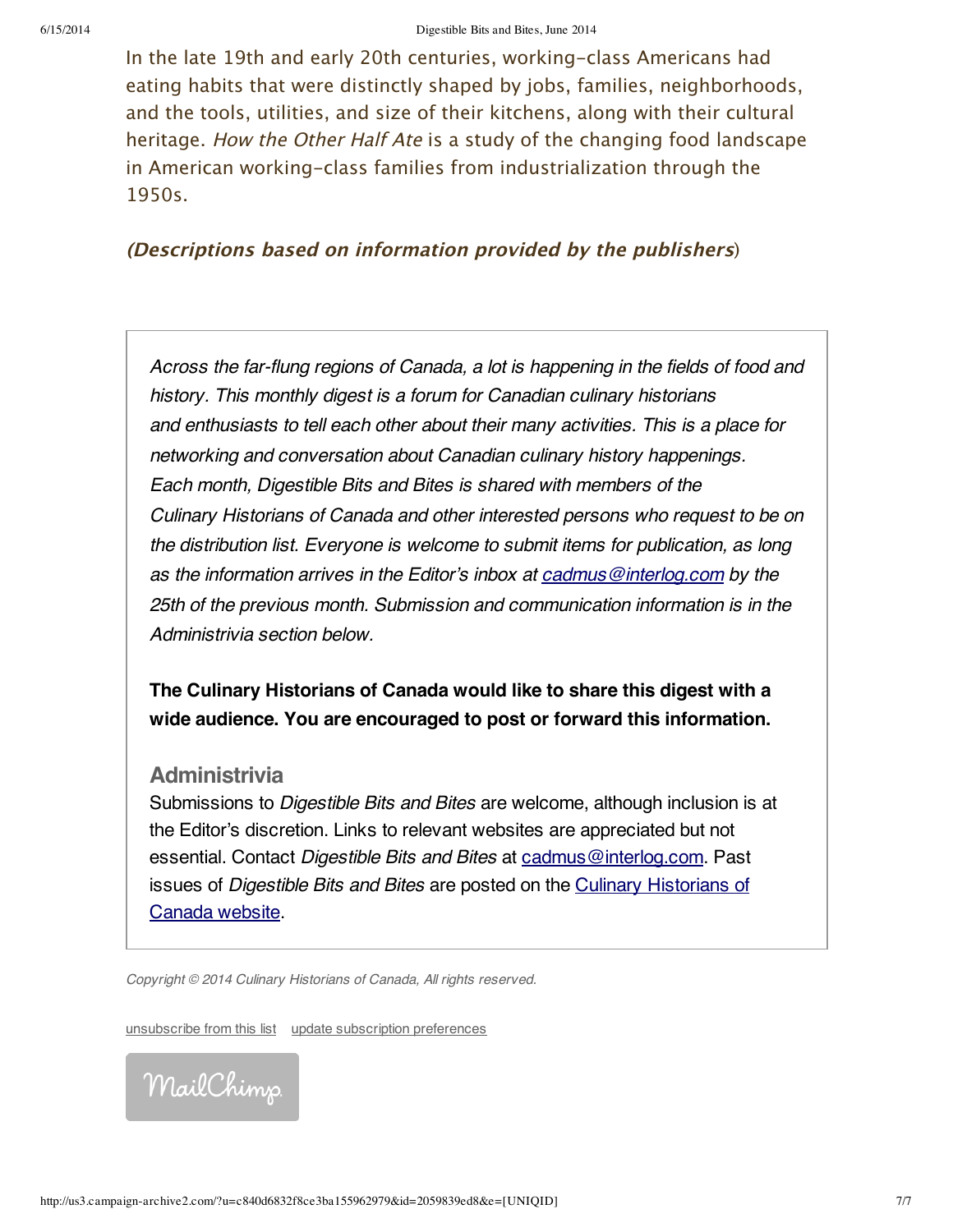In the late 19th and early 20th centuries, working-class Americans had eating habits that were distinctly shaped by jobs, families, neighborhoods, and the tools, utilities, and size of their kitchens, along with their cultural heritage. *How the Other Half Ate* is a study of the changing food landscape in American working-class families from industrialization through the 1950s.

***(Descriptions based on information provided by the publishers)***

*Across the far-flung regions of Canada, a lot is happening in the fields of food and history. This monthly digest is a forum for Canadian culinary historians and enthusiasts to tell each other about their many activities. This is a place for networking and conversation about Canadian culinary history happenings. Each month, Digestible Bits and Bites is shared with members of the Culinary Historians of Canada and other interested persons who request to be on the distribution list. Everyone is welcome to submit items for publication, as long as the information arrives in the Editor's inbox at cadmus@interlog.com by the 25th of the previous month. Submission and communication information is in the Administrivia section below.*

**The Culinary Historians of Canada would like to share this digest with a wide audience. You are encouraged to post or forward this information.**

## Administrivia

Submissions to *Digestible Bits and Bites* are welcome, although inclusion is at the Editor's discretion. Links to relevant websites are appreciated but not essential. Contact *Digestible Bits and Bites* at cadmus@interlog.com. Past issues of *Digestible Bits and Bites* are posted on the Culinary Historians of Canada website.

*Copyright © 2014 Culinary Historians of Canada, All rights reserved.*

unsubscribe from this list    update subscription preferences

MailChimp